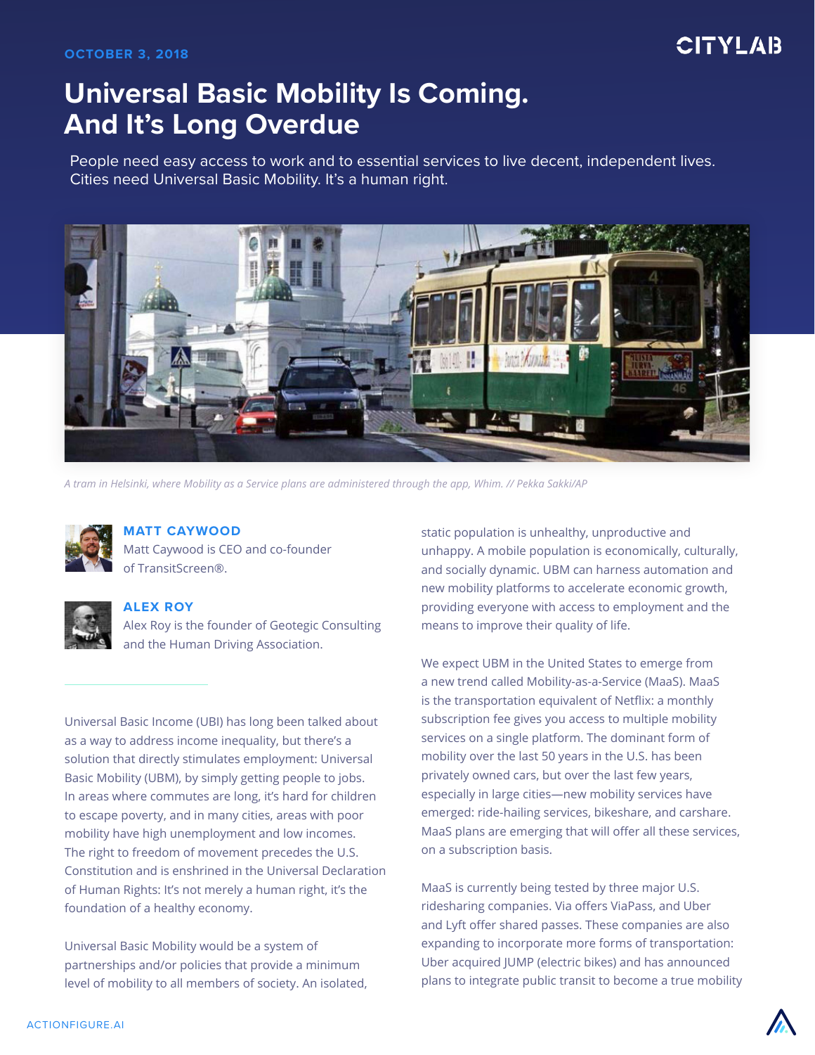OCTOBER 3, 2018

CITYLAB

# Universal Basic Mobility Is Coming. And It's Long Overdue

People need easy access to work and to essential services to live decent, independent lives. Cities need Universal Basic Mobility. It's a human right.

*A tram in Helsinki, where Mobility as a Service plans are administered through the app, Whim. // Pekka Sakki/AP*

**MATT CAYWOOD**
Matt Caywood is CEO and co-founder of TransitScreen®.

**ALEX ROY**
Alex Roy is the founder of Geotegic Consulting and the Human Driving Association.

Universal Basic Income (UBI) has long been talked about as a way to address income inequality, but there's a solution that directly stimulates employment: Universal Basic Mobility (UBM), by simply getting people to jobs. In areas where commutes are long, it's hard for children to escape poverty, and in many cities, areas with poor mobility have high unemployment and low incomes. The right to freedom of movement precedes the U.S. Constitution and is enshrined in the Universal Declaration of Human Rights: It's not merely a human right, it's the foundation of a healthy economy.

Universal Basic Mobility would be a system of partnerships and/or policies that provide a minimum level of mobility to all members of society. An isolated, static population is unhealthy, unproductive and unhappy. A mobile population is economically, culturally, and socially dynamic. UBM can harness automation and new mobility platforms to accelerate economic growth, providing everyone with access to employment and the means to improve their quality of life.

We expect UBM in the United States to emerge from a new trend called Mobility-as-a-Service (MaaS). MaaS is the transportation equivalent of Netflix: a monthly subscription fee gives you access to multiple mobility services on a single platform. The dominant form of mobility over the last 50 years in the U.S. has been privately owned cars, but over the last few years, especially in large cities—new mobility services have emerged: ride-hailing services, bikeshare, and carshare. MaaS plans are emerging that will offer all these services, on a subscription basis.

MaaS is currently being tested by three major U.S. ridesharing companies. Via offers ViaPass, and Uber and Lyft offer shared passes. These companies are also expanding to incorporate more forms of transportation: Uber acquired JUMP (electric bikes) and has announced plans to integrate public transit to become a true mobility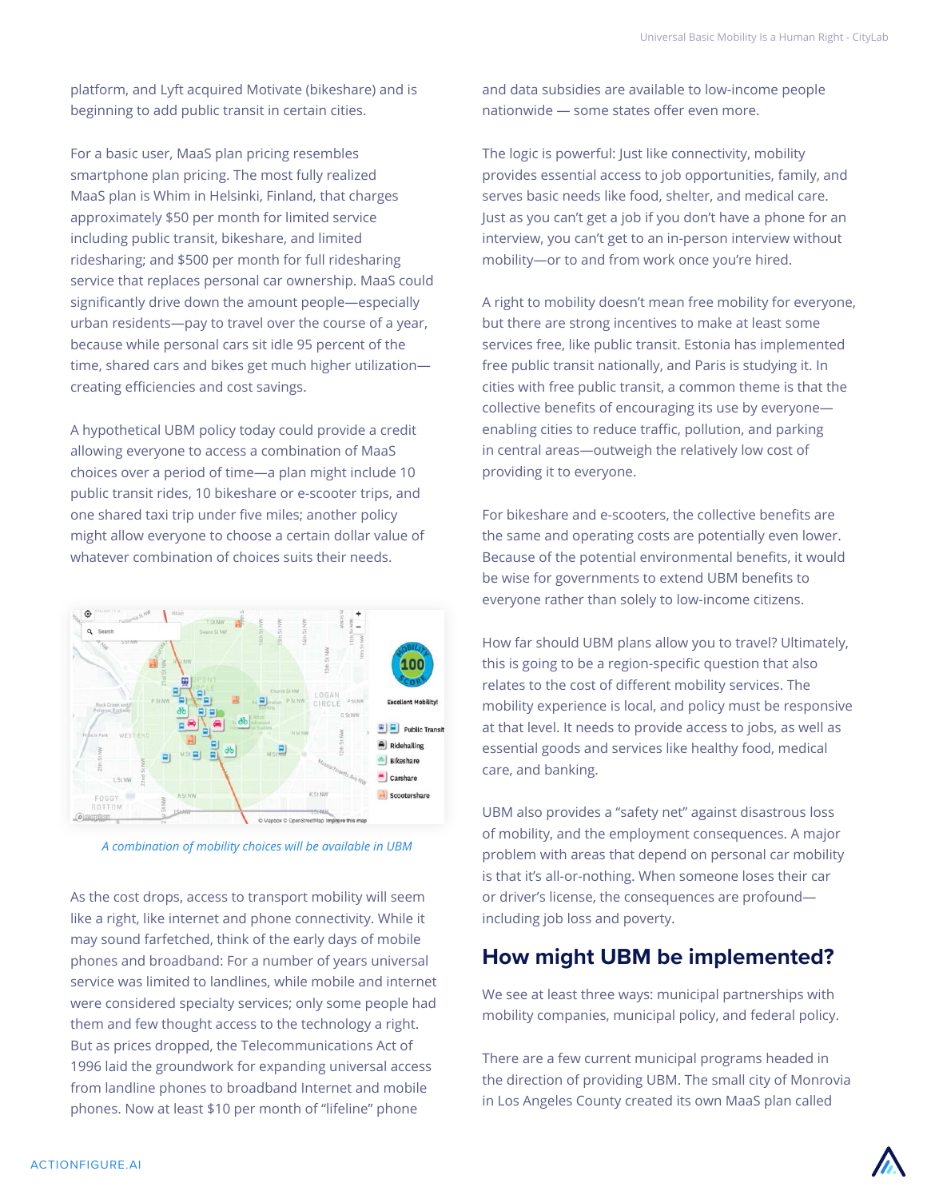platform, and Lyft acquired Motivate (bikeshare) and is beginning to add public transit in certain cities.

For a basic user, MaaS plan pricing resembles smartphone plan pricing. The most fully realized MaaS plan is Whim in Helsinki, Finland, that charges approximately $50 per month for limited service including public transit, bikeshare, and limited ridesharing; and $500 per month for full ridesharing service that replaces personal car ownership. MaaS could significantly drive down the amount people—especially urban residents—pay to travel over the course of a year, because while personal cars sit idle 95 percent of the time, shared cars and bikes get much higher utilization—creating efficiencies and cost savings.

A hypothetical UBM policy today could provide a credit allowing everyone to access a combination of MaaS choices over a period of time—a plan might include 10 public transit rides, 10 bikeshare or e-scooter trips, and one shared taxi trip under five miles; another policy might allow everyone to choose a certain dollar value of whatever combination of choices suits their needs.

*A combination of mobility choices will be available in UBM*

As the cost drops, access to transport mobility will seem like a right, like internet and phone connectivity. While it may sound farfetched, think of the early days of mobile phones and broadband: For a number of years universal service was limited to landlines, while mobile and internet were considered specialty services; only some people had them and few thought access to the technology a right. But as prices dropped, the Telecommunications Act of 1996 laid the groundwork for expanding universal access from landline phones to broadband Internet and mobile phones. Now at least $10 per month of "lifeline" phone and data subsidies are available to low-income people nationwide — some states offer even more.

The logic is powerful: Just like connectivity, mobility provides essential access to job opportunities, family, and serves basic needs like food, shelter, and medical care. Just as you can't get a job if you don't have a phone for an interview, you can't get to an in-person interview without mobility—or to and from work once you're hired.

A right to mobility doesn't mean free mobility for everyone, but there are strong incentives to make at least some services free, like public transit. Estonia has implemented free public transit nationally, and Paris is studying it. In cities with free public transit, a common theme is that the collective benefits of encouraging its use by everyone—enabling cities to reduce traffic, pollution, and parking in central areas—outweigh the relatively low cost of providing it to everyone.

For bikeshare and e-scooters, the collective benefits are the same and operating costs are potentially even lower. Because of the potential environmental benefits, it would be wise for governments to extend UBM benefits to everyone rather than solely to low-income citizens.

How far should UBM plans allow you to travel? Ultimately, this is going to be a region-specific question that also relates to the cost of different mobility services. The mobility experience is local, and policy must be responsive at that level. It needs to provide access to jobs, as well as essential goods and services like healthy food, medical care, and banking.

UBM also provides a "safety net" against disastrous loss of mobility, and the employment consequences. A major problem with areas that depend on personal car mobility is that it's all-or-nothing. When someone loses their car or driver's license, the consequences are profound—including job loss and poverty.

## How might UBM be implemented?

We see at least three ways: municipal partnerships with mobility companies, municipal policy, and federal policy.

There are a few current municipal programs headed in the direction of providing UBM. The small city of Monrovia in Los Angeles County created its own MaaS plan called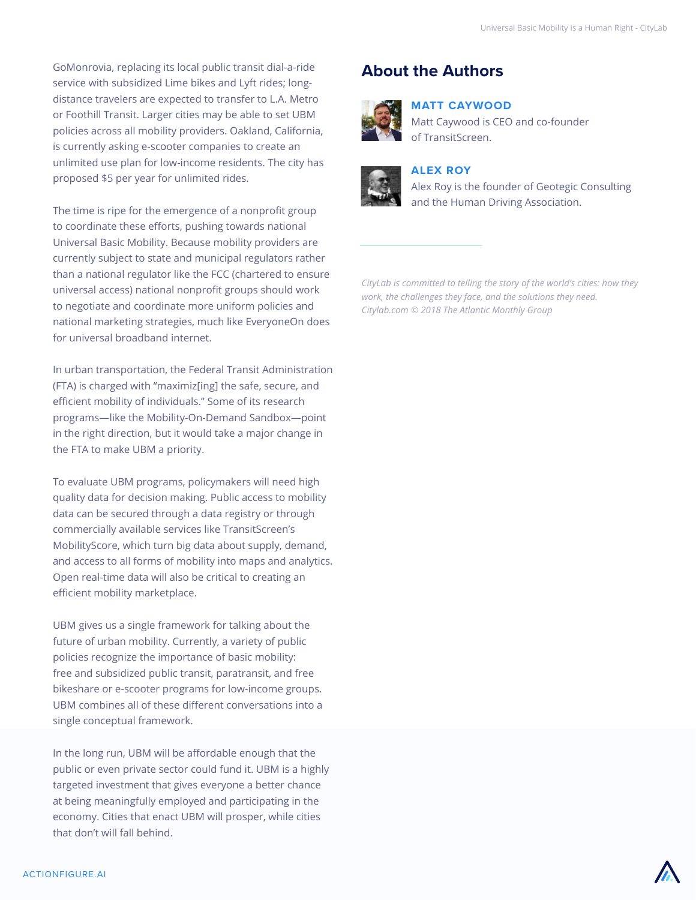GoMonrovia, replacing its local public transit dial-a-ride service with subsidized Lime bikes and Lyft rides; long-distance travelers are expected to transfer to L.A. Metro or Foothill Transit. Larger cities may be able to set UBM policies across all mobility providers. Oakland, California, is currently asking e-scooter companies to create an unlimited use plan for low-income residents. The city has proposed $5 per year for unlimited rides.

The time is ripe for the emergence of a nonprofit group to coordinate these efforts, pushing towards national Universal Basic Mobility. Because mobility providers are currently subject to state and municipal regulators rather than a national regulator like the FCC (chartered to ensure universal access) national nonprofit groups should work to negotiate and coordinate more uniform policies and national marketing strategies, much like EveryoneOn does for universal broadband internet.

In urban transportation, the Federal Transit Administration (FTA) is charged with "maximiz[ing] the safe, secure, and efficient mobility of individuals." Some of its research programs—like the Mobility-On-Demand Sandbox—point in the right direction, but it would take a major change in the FTA to make UBM a priority.

To evaluate UBM programs, policymakers will need high quality data for decision making. Public access to mobility data can be secured through a data registry or through commercially available services like TransitScreen's MobilityScore, which turn big data about supply, demand, and access to all forms of mobility into maps and analytics. Open real-time data will also be critical to creating an efficient mobility marketplace.

UBM gives us a single framework for talking about the future of urban mobility. Currently, a variety of public policies recognize the importance of basic mobility: free and subsidized public transit, paratransit, and free bikeshare or e-scooter programs for low-income groups. UBM combines all of these different conversations into a single conceptual framework.

In the long run, UBM will be affordable enough that the public or even private sector could fund it. UBM is a highly targeted investment that gives everyone a better chance at being meaningfully employed and participating in the economy. Cities that enact UBM will prosper, while cities that don't will fall behind.

## About the Authors

**MATT CAYWOOD**

Matt Caywood is CEO and co-founder of TransitScreen.

**ALEX ROY**

Alex Roy is the founder of Geotegic Consulting and the Human Driving Association.

*CityLab is committed to telling the story of the world's cities: how they work, the challenges they face, and the solutions they need. Citylab.com © 2018 The Atlantic Monthly Group*